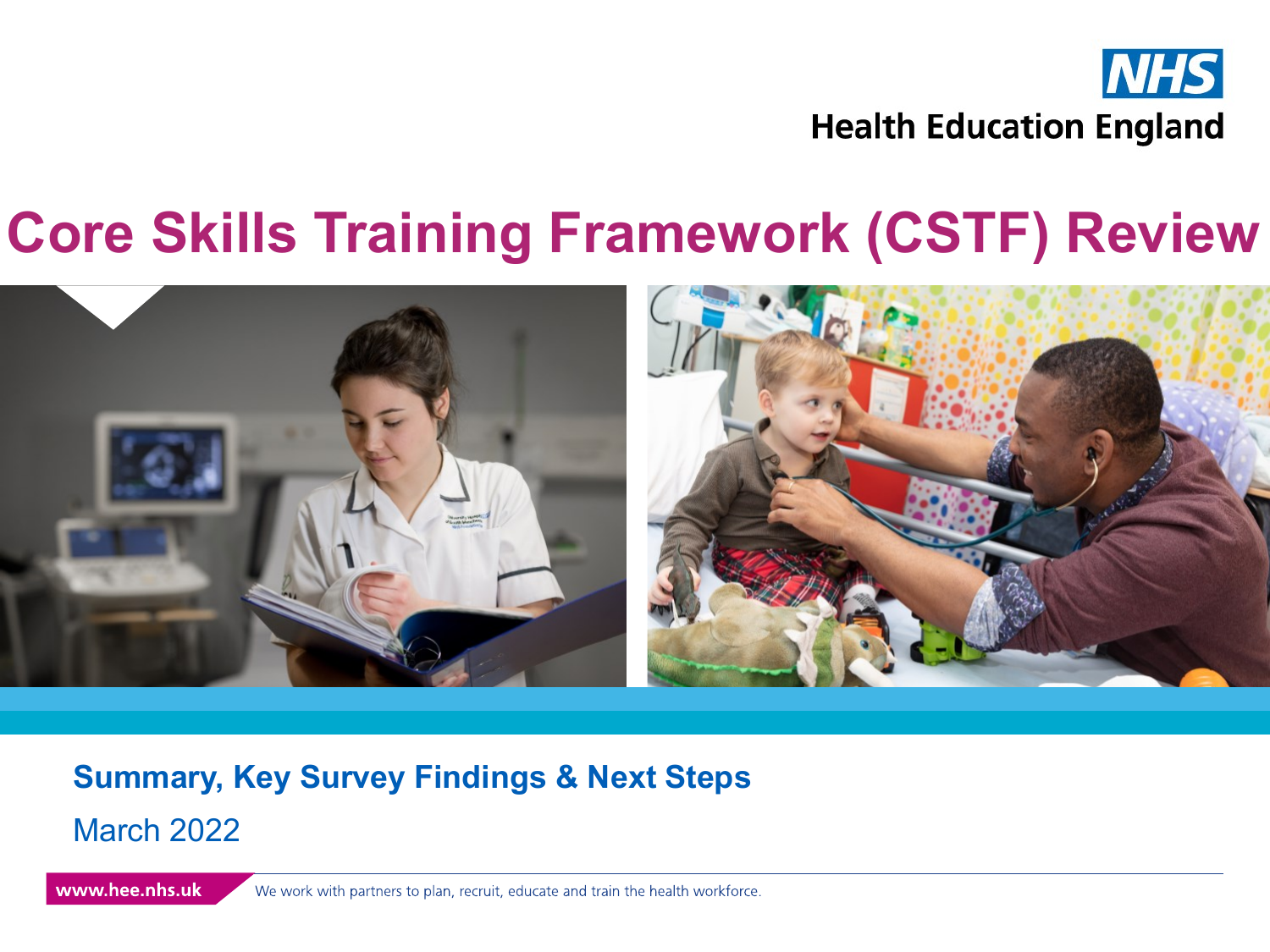NHS

Health Education England

# Core Skills Training Framework (CSTF) Review

## Summary, Key Survey Findings & Next Steps

March 2022

www.hee.nhs.uk We work with partners to plan, recruit, educate and train the health workforce.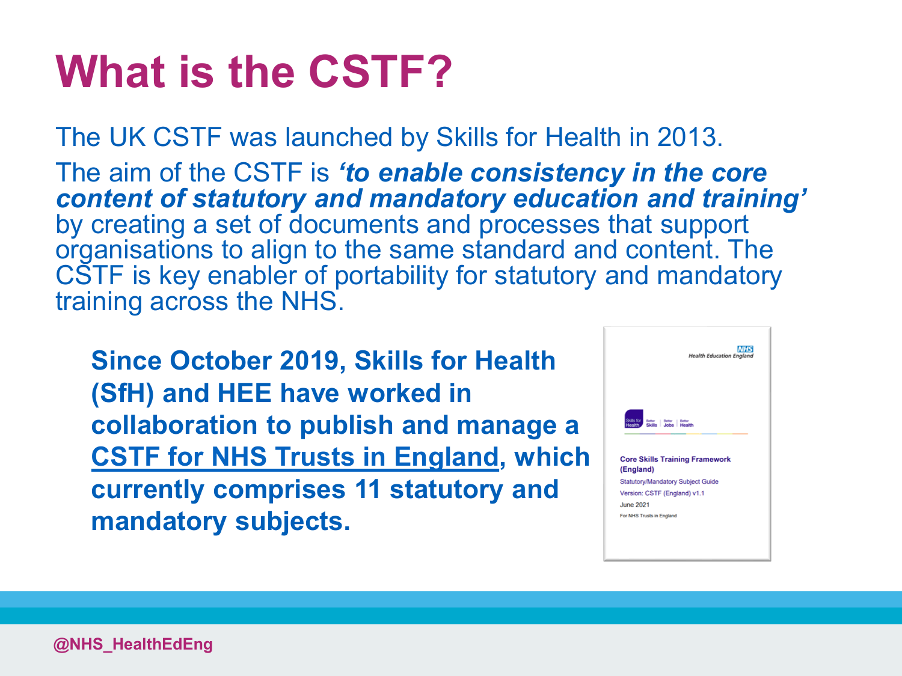# What is the CSTF?

The UK CSTF was launched by Skills for Health in 2013.

The aim of the CSTF is ***'to enable consistency in the core content of statutory and mandatory education and training'*** by creating a set of documents and processes that support organisations to align to the same standard and content. The CSTF is key enabler of portability for statutory and mandatory training across the NHS.

**Since October 2019, Skills for Health (SfH) and HEE have worked in collaboration to publish and manage a CSTF for NHS Trusts in England, which currently comprises 11 statutory and mandatory subjects.**

NHS Health Education England

Skills for Health | Better Skills | Better Jobs | Better Health

**Core Skills Training Framework (England)**
Statutory/Mandatory Subject Guide
Version: CSTF (England) v1.1
June 2021
For NHS Trusts in England

@NHS_HealthEdEng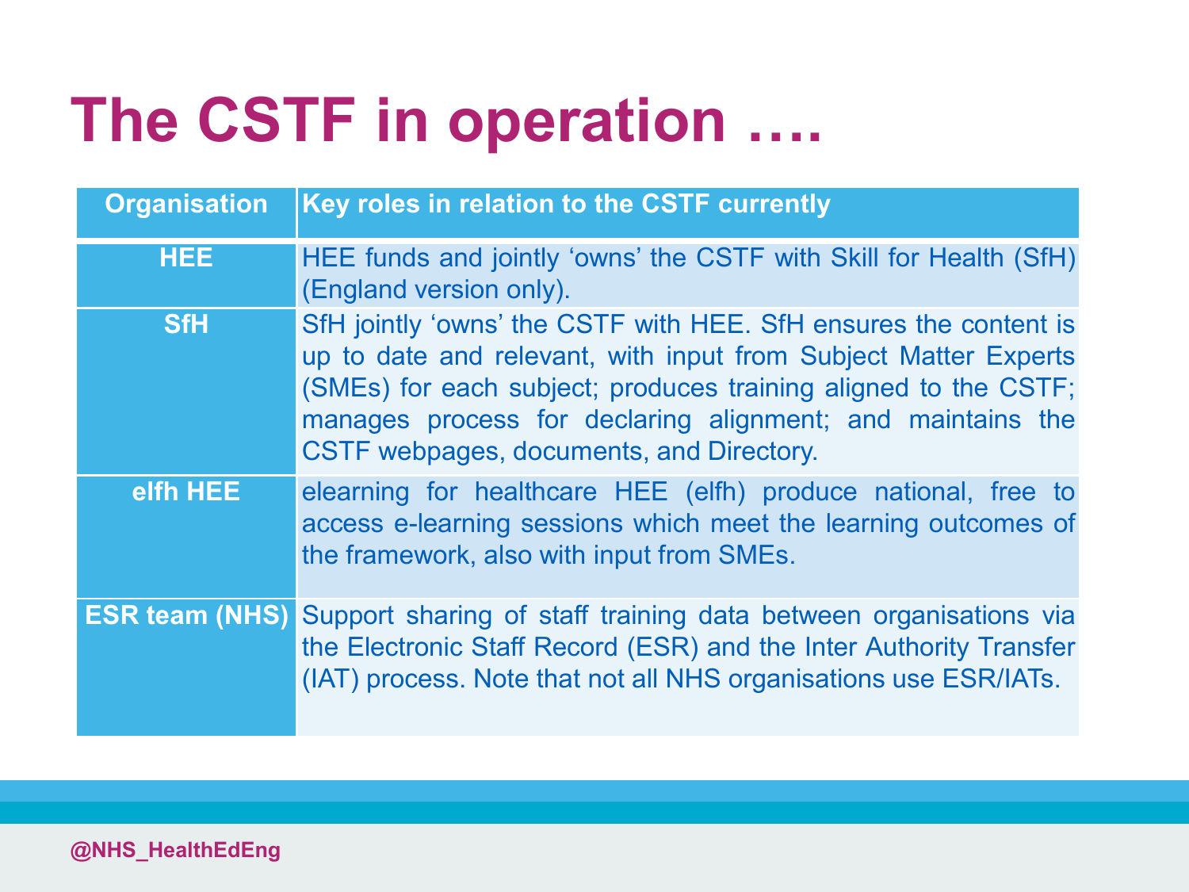# The CSTF in operation ….

| Organisation | Key roles in relation to the CSTF currently |
| --- | --- |
| HEE | HEE funds and jointly 'owns' the CSTF with Skill for Health (SfH) (England version only). |
| SfH | SfH jointly 'owns' the CSTF with HEE. SfH ensures the content is up to date and relevant, with input from Subject Matter Experts (SMEs) for each subject; produces training aligned to the CSTF; manages process for declaring alignment; and maintains the CSTF webpages, documents, and Directory. |
| elfh HEE | elearning for healthcare HEE (elfh) produce national, free to access e-learning sessions which meet the learning outcomes of the framework, also with input from SMEs. |
| ESR team (NHS) | Support sharing of staff training data between organisations via the Electronic Staff Record (ESR) and the Inter Authority Transfer (IAT) process. Note that not all NHS organisations use ESR/IATs. |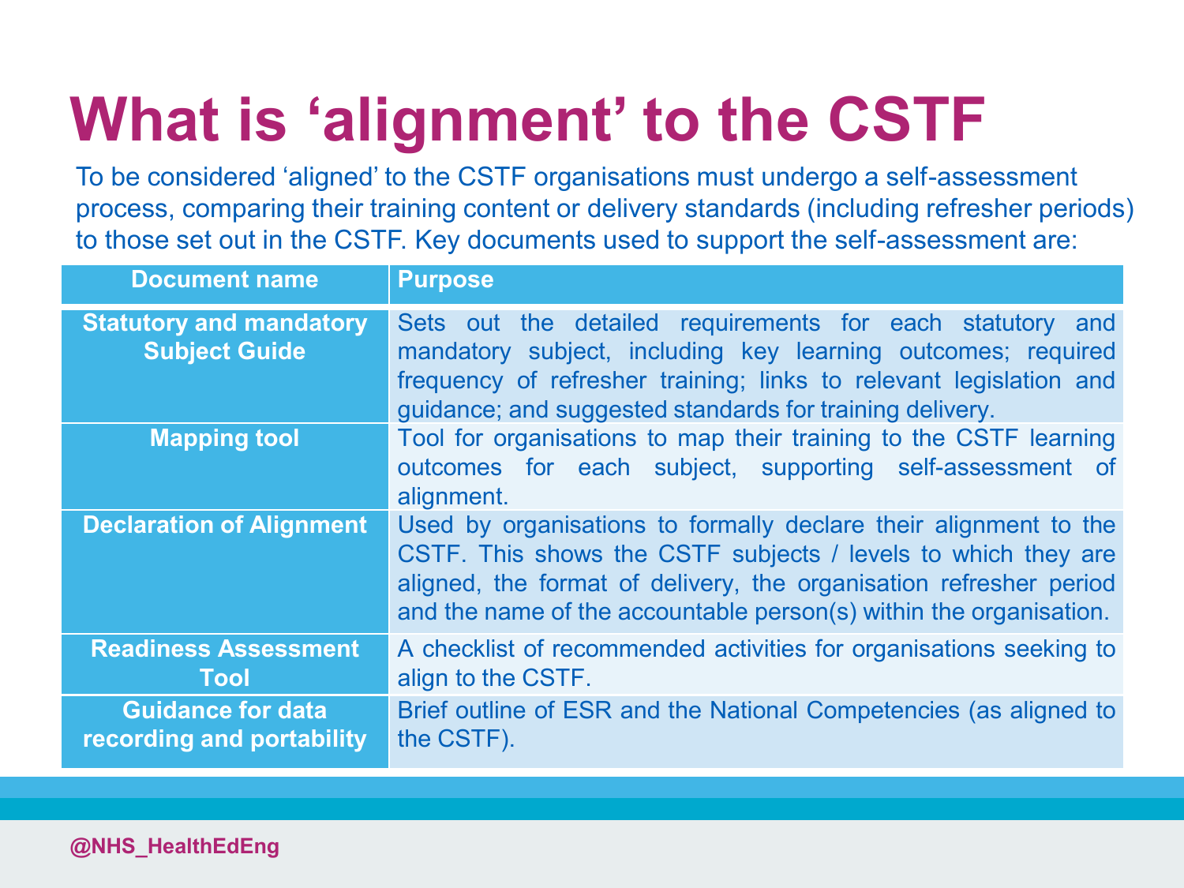# What is 'alignment' to the CSTF

To be considered 'aligned' to the CSTF organisations must undergo a self-assessment process, comparing their training content or delivery standards (including refresher periods) to those set out in the CSTF. Key documents used to support the self-assessment are:

| Document name | Purpose |
| --- | --- |
| **Statutory and mandatory Subject Guide** | Sets out the detailed requirements for each statutory and mandatory subject, including key learning outcomes; required frequency of refresher training; links to relevant legislation and guidance; and suggested standards for training delivery. |
| **Mapping tool** | Tool for organisations to map their training to the CSTF learning outcomes for each subject, supporting self-assessment of alignment. |
| **Declaration of Alignment** | Used by organisations to formally declare their alignment to the CSTF. This shows the CSTF subjects / levels to which they are aligned, the format of delivery, the organisation refresher period and the name of the accountable person(s) within the organisation. |
| **Readiness Assessment Tool** | A checklist of recommended activities for organisations seeking to align to the CSTF. |
| **Guidance for data recording and portability** | Brief outline of ESR and the National Competencies (as aligned to the CSTF). |

@NHS_HealthEdEng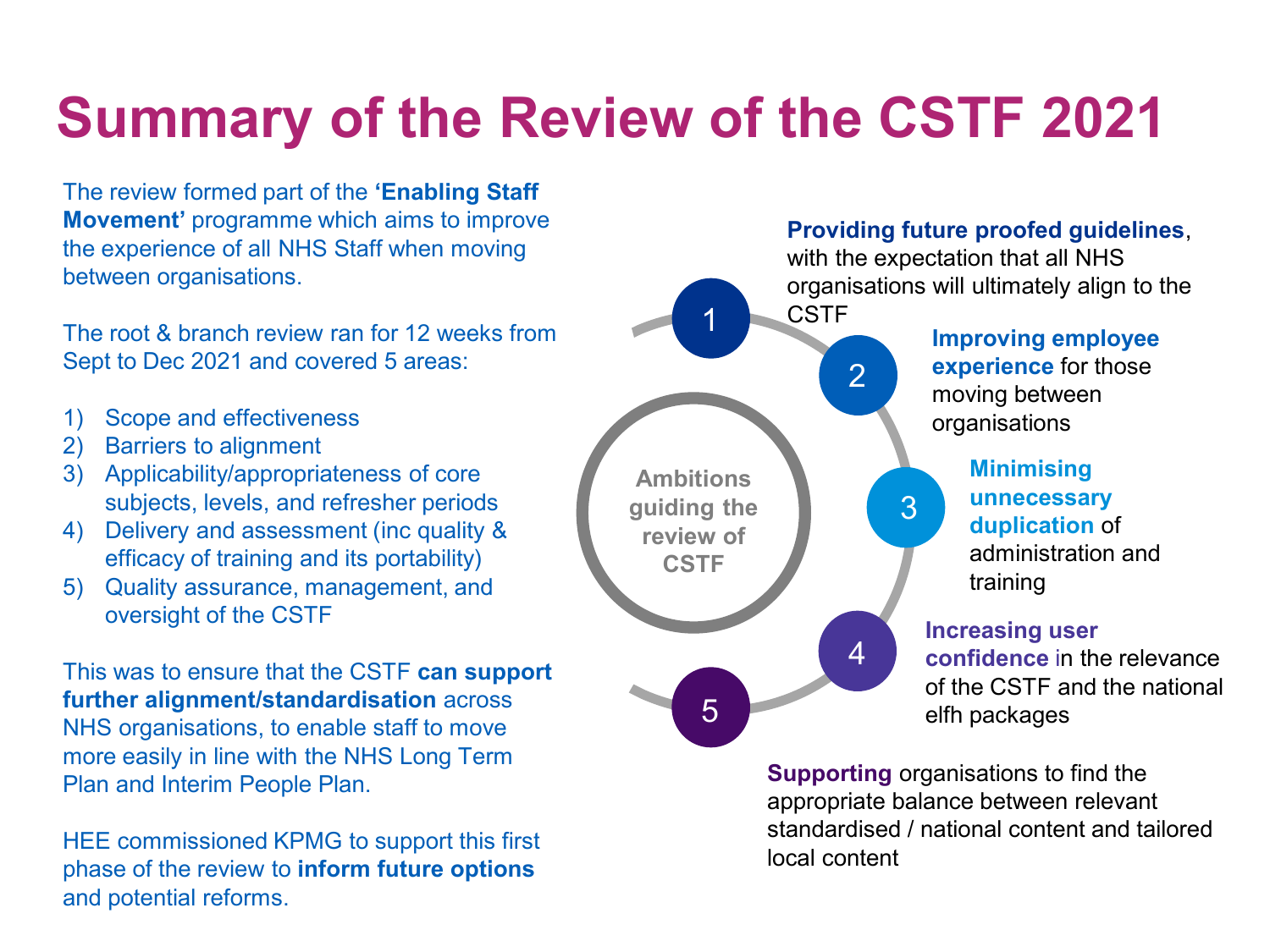# Summary of the Review of the CSTF 2021

The review formed part of the **'Enabling Staff Movement'** programme which aims to improve the experience of all NHS Staff when moving between organisations.

The root & branch review ran for 12 weeks from Sept to Dec 2021 and covered 5 areas:

1) Scope and effectiveness
2) Barriers to alignment
3) Applicability/appropriateness of core subjects, levels, and refresher periods
4) Delivery and assessment (inc quality & efficacy of training and its portability)
5) Quality assurance, management, and oversight of the CSTF

This was to ensure that the CSTF **can support further alignment/standardisation** across NHS organisations, to enable staff to move more easily in line with the NHS Long Term Plan and Interim People Plan.

HEE commissioned KPMG to support this first phase of the review to **inform future options** and potential reforms.

## Ambitions guiding the review of CSTF

1. **Providing future proofed guidelines**, with the expectation that all NHS organisations will ultimately align to the CSTF
2. **Improving employee experience** for those moving between organisations
3. **Minimising unnecessary duplication** of administration and training
4. **Increasing user confidence** in the relevance of the CSTF and the national elfh packages
5. **Supporting** organisations to find the appropriate balance between relevant standardised / national content and tailored local content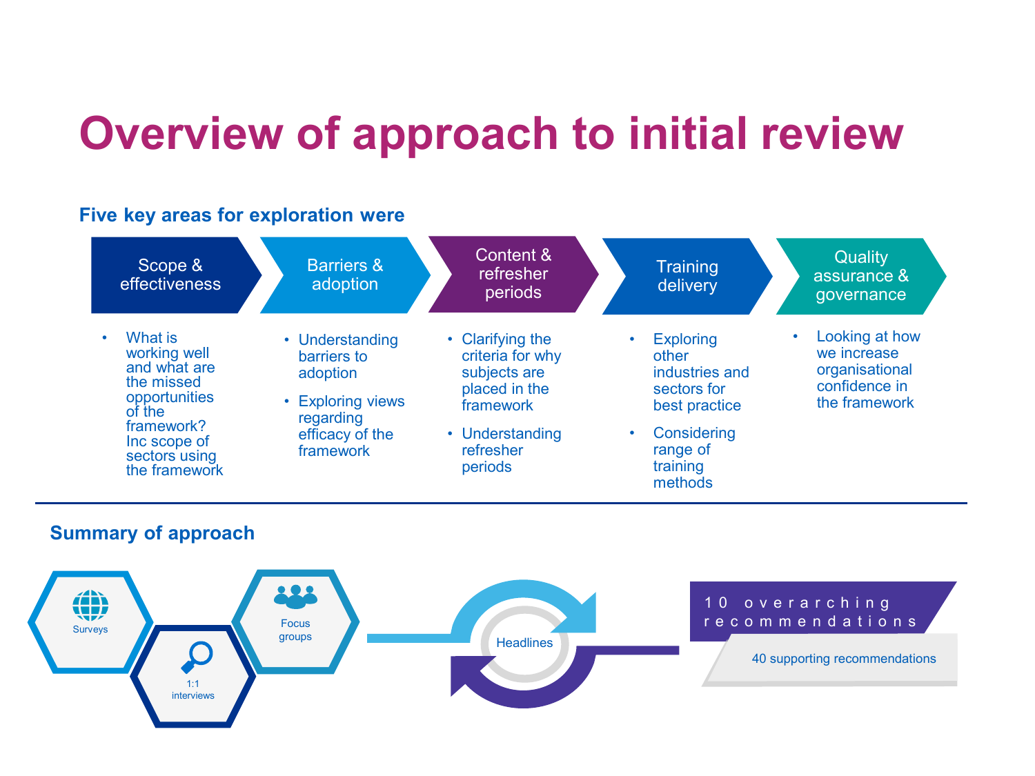# Overview of approach to initial review

## Five key areas for exploration were

### Scope & effectiveness

- What is working well and what are the missed opportunities of the framework? Inc scope of sectors using the framework

### Barriers & adoption

- Understanding barriers to adoption
- Exploring views regarding efficacy of the framework

### Content & refresher periods

- Clarifying the criteria for why subjects are placed in the framework
- Understanding refresher periods

### Training delivery

- Exploring other industries and sectors for best practice
- Considering range of training methods

### Quality assurance & governance

- Looking at how we increase organisational confidence in the framework

## Summary of approach

Surveys

1:1 interviews

Focus groups

Headlines

10 overarching recommendations

40 supporting recommendations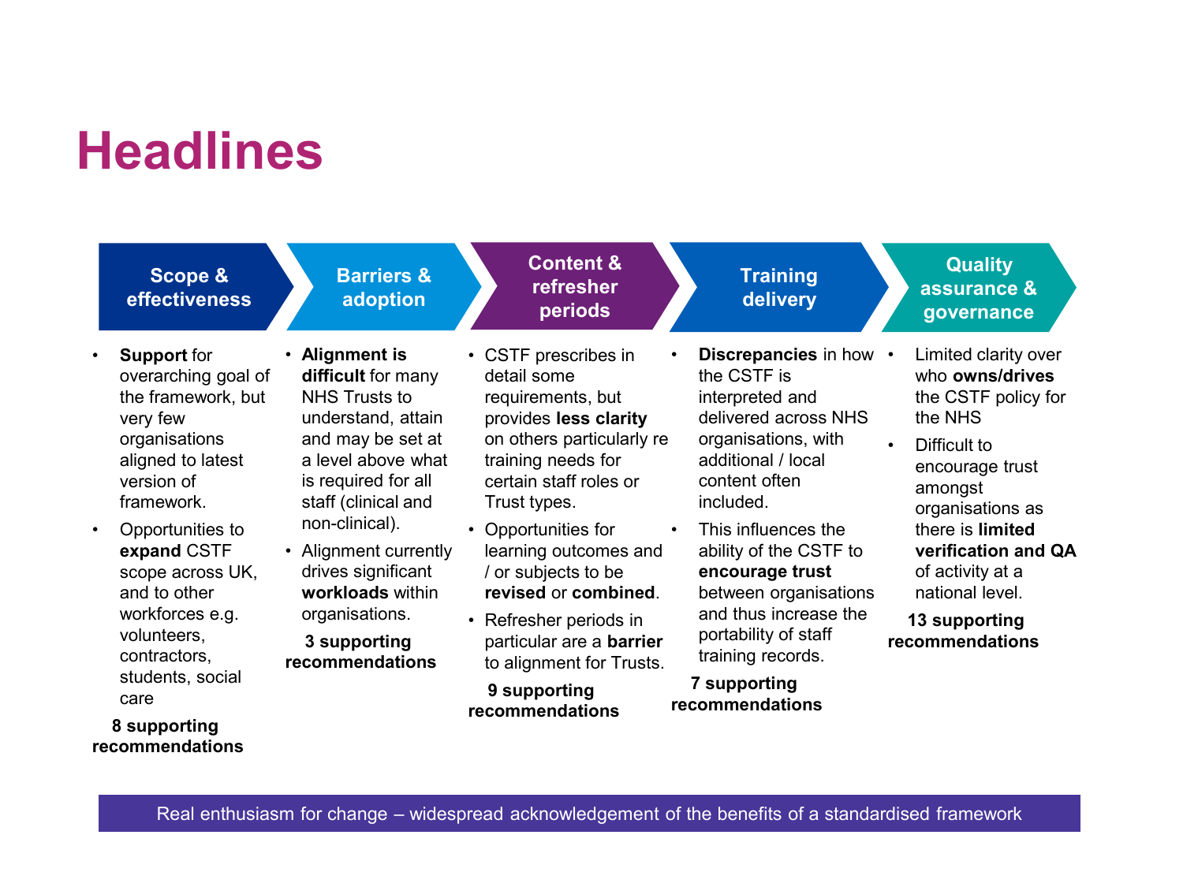# Headlines

## Scope & effectiveness

- **Support** for overarching goal of the framework, but very few organisations aligned to latest version of framework.
- Opportunities to **expand** CSTF scope across UK, and to other workforces e.g. volunteers, contractors, students, social care

**8 supporting recommendations**

## Barriers & adoption

- **Alignment is difficult** for many NHS Trusts to understand, attain and may be set at a level above what is required for all staff (clinical and non-clinical).
- Alignment currently drives significant **workloads** within organisations.

**3 supporting recommendations**

## Content & refresher periods

- CSTF prescribes in detail some requirements, but provides **less clarity** on others particularly re training needs for certain staff roles or Trust types.
- Opportunities for learning outcomes and / or subjects to be **revised** or **combined**.
- Refresher periods in particular are a **barrier** to alignment for Trusts.

**9 supporting recommendations**

## Training delivery

- **Discrepancies** in how the CSTF is interpreted and delivered across NHS organisations, with additional / local content often included.
- This influences the ability of the CSTF to **encourage trust** between organisations and thus increase the portability of staff training records.

**7 supporting recommendations**

## Quality assurance & governance

- Limited clarity over who **owns/drives** the CSTF policy for the NHS
- Difficult to encourage trust amongst organisations as there is **limited verification and QA** of activity at a national level.

**13 supporting recommendations**

Real enthusiasm for change – widespread acknowledgement of the benefits of a standardised framework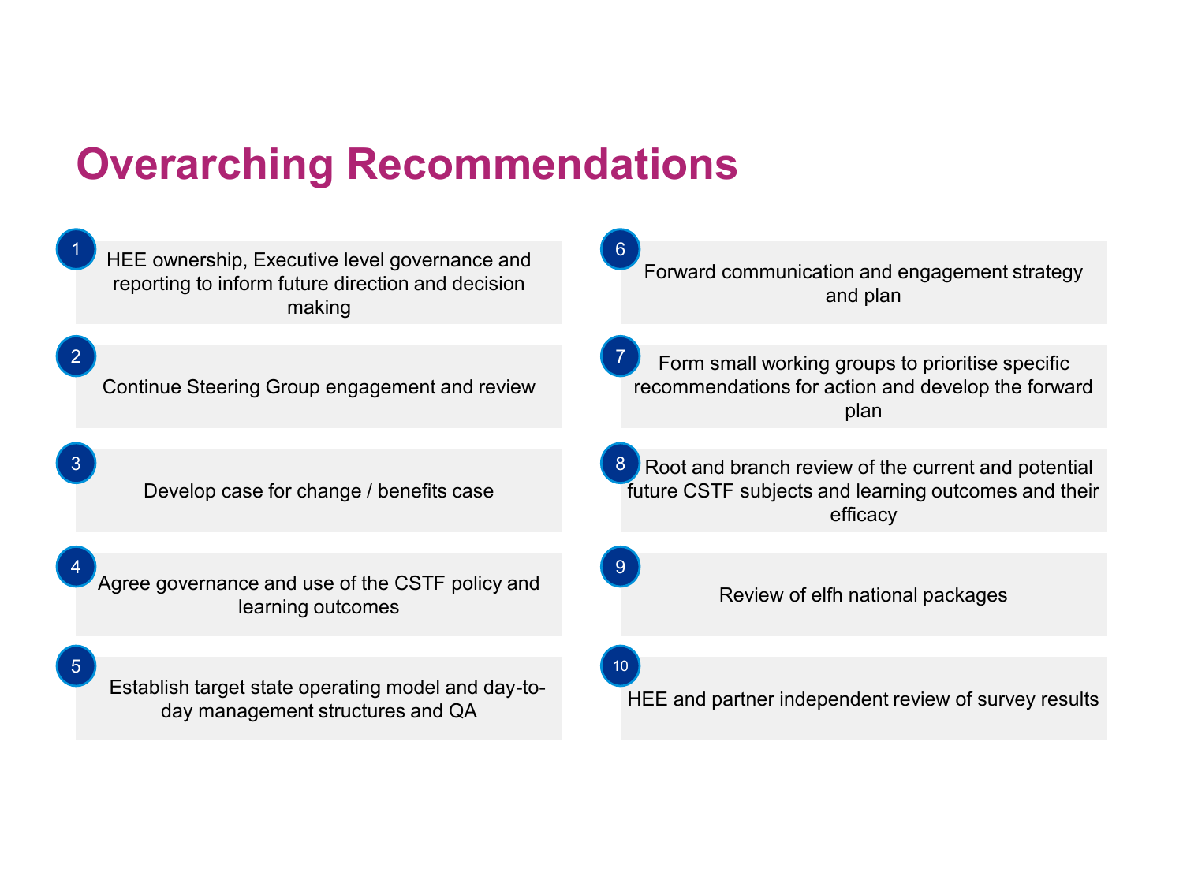# Overarching Recommendations

1. HEE ownership, Executive level governance and reporting to inform future direction and decision making
2. Continue Steering Group engagement and review
3. Develop case for change / benefits case
4. Agree governance and use of the CSTF policy and learning outcomes
5. Establish target state operating model and day-to-day management structures and QA
6. Forward communication and engagement strategy and plan
7. Form small working groups to prioritise specific recommendations for action and develop the forward plan
8. Root and branch review of the current and potential future CSTF subjects and learning outcomes and their efficacy
9. Review of elfh national packages
10. HEE and partner independent review of survey results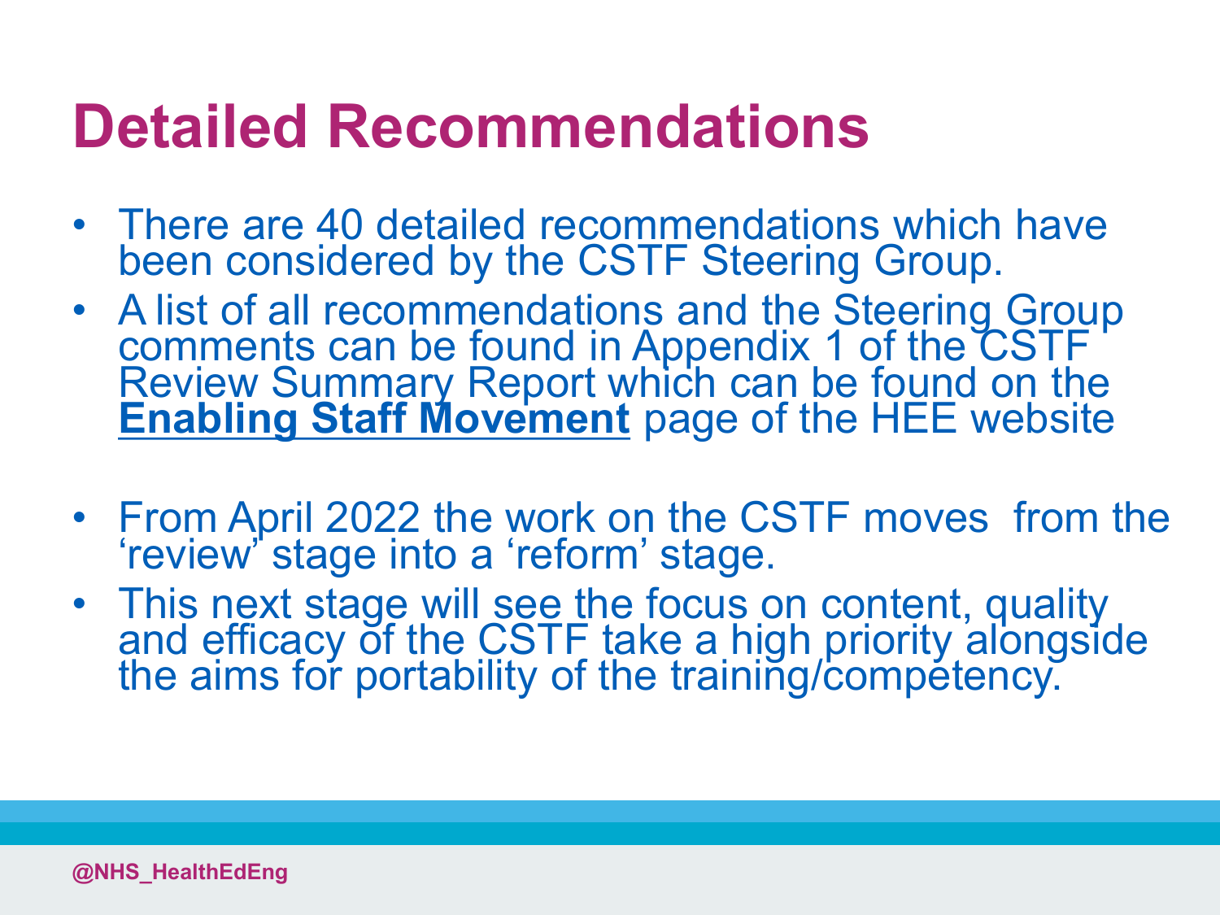# Detailed Recommendations

- There are 40 detailed recommendations which have been considered by the CSTF Steering Group.
- A list of all recommendations and the Steering Group comments can be found in Appendix 1 of the CSTF Review Summary Report which can be found on the **Enabling Staff Movement** page of the HEE website

- From April 2022 the work on the CSTF moves from the 'review' stage into a 'reform' stage.
- This next stage will see the focus on content, quality and efficacy of the CSTF take a high priority alongside the aims for portability of the training/competency.

@NHS_HealthEdEng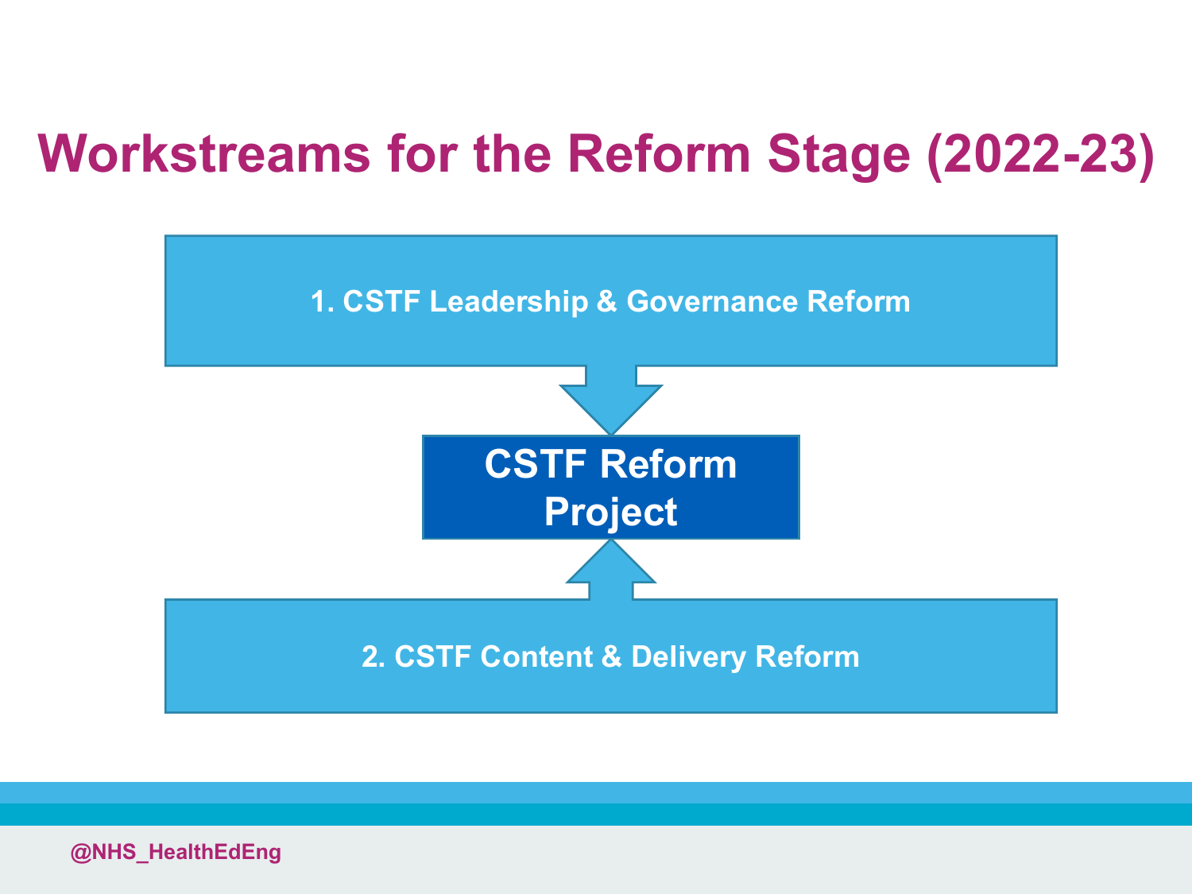# Workstreams for the Reform Stage (2022-23)

1. CSTF Leadership & Governance Reform

**CSTF Reform Project**

2. CSTF Content & Delivery Reform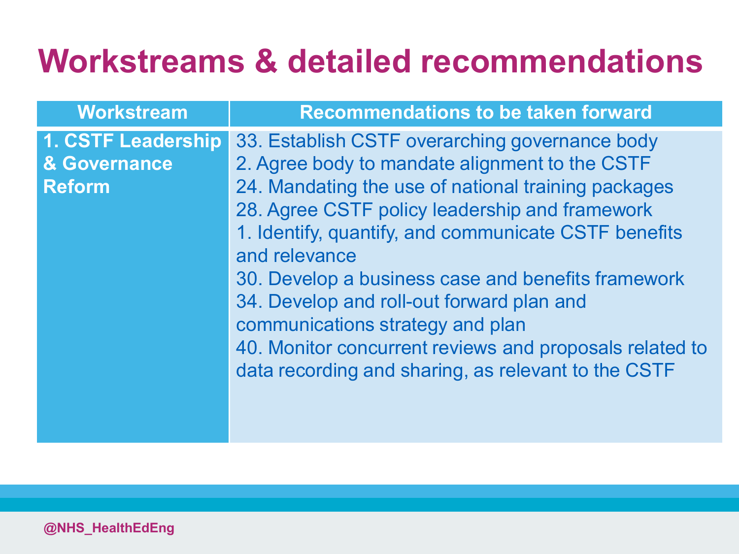# Workstreams & detailed recommendations

| Workstream | Recommendations to be taken forward |
|---|---|
| **1. CSTF Leadership & Governance Reform** | 33. Establish CSTF overarching governance body<br>2. Agree body to mandate alignment to the CSTF<br>24. Mandating the use of national training packages<br>28. Agree CSTF policy leadership and framework<br>1. Identify, quantify, and communicate CSTF benefits and relevance<br>30. Develop a business case and benefits framework<br>34. Develop and roll-out forward plan and communications strategy and plan<br>40. Monitor concurrent reviews and proposals related to data recording and sharing, as relevant to the CSTF |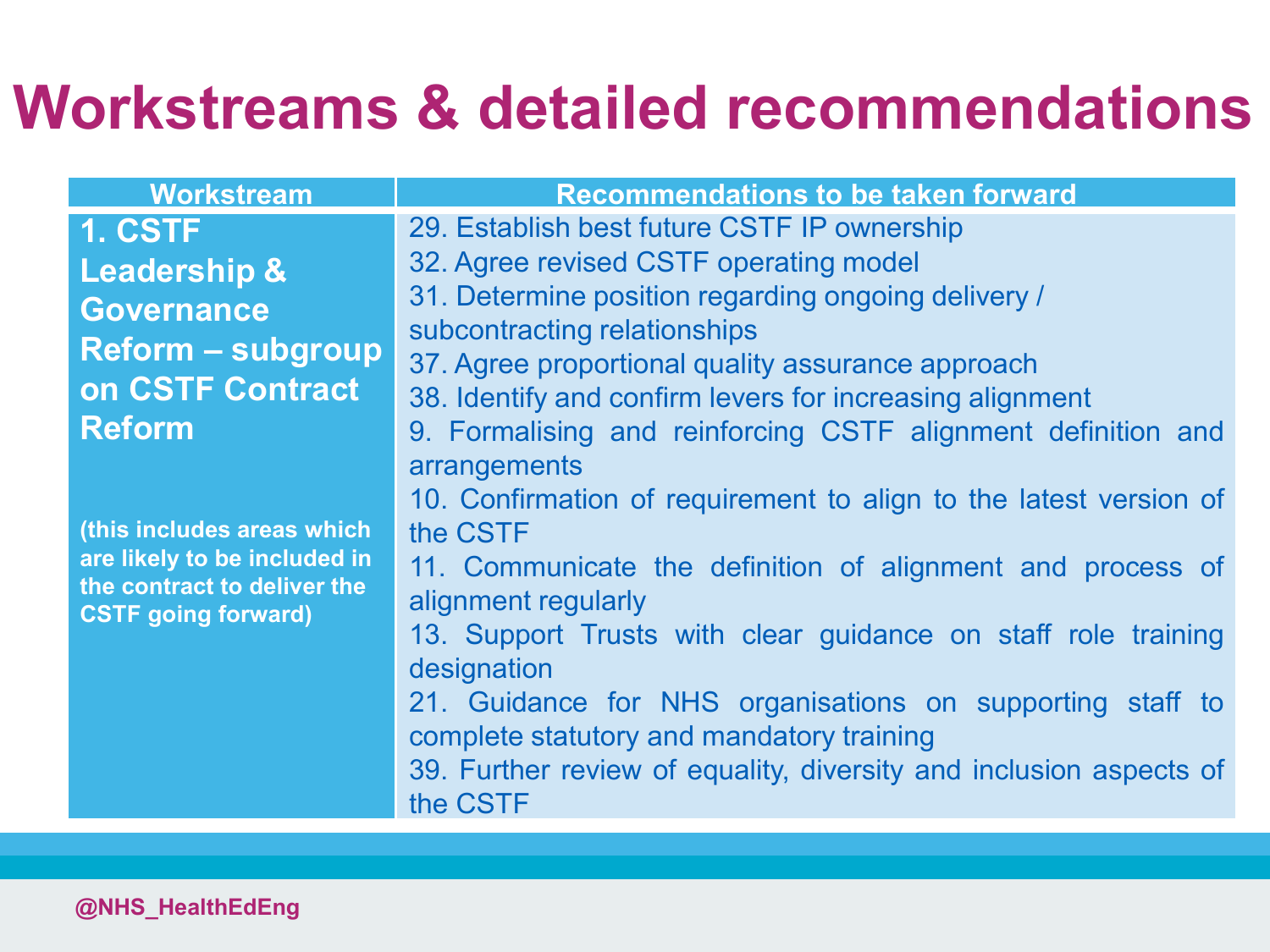# Workstreams & detailed recommendations

| Workstream | Recommendations to be taken forward |
|---|---|
| **1. CSTF Leadership & Governance Reform – subgroup on CSTF Contract Reform**<br><br>**(this includes areas which are likely to be included in the contract to deliver the CSTF going forward)** | 29. Establish best future CSTF IP ownership<br>32. Agree revised CSTF operating model<br>31. Determine position regarding ongoing delivery / subcontracting relationships<br>37. Agree proportional quality assurance approach<br>38. Identify and confirm levers for increasing alignment<br>9. Formalising and reinforcing CSTF alignment definition and arrangements<br>10. Confirmation of requirement to align to the latest version of the CSTF<br>11. Communicate the definition of alignment and process of alignment regularly<br>13. Support Trusts with clear guidance on staff role training designation<br>21. Guidance for NHS organisations on supporting staff to complete statutory and mandatory training<br>39. Further review of equality, diversity and inclusion aspects of the CSTF |

@NHS_HealthEdEng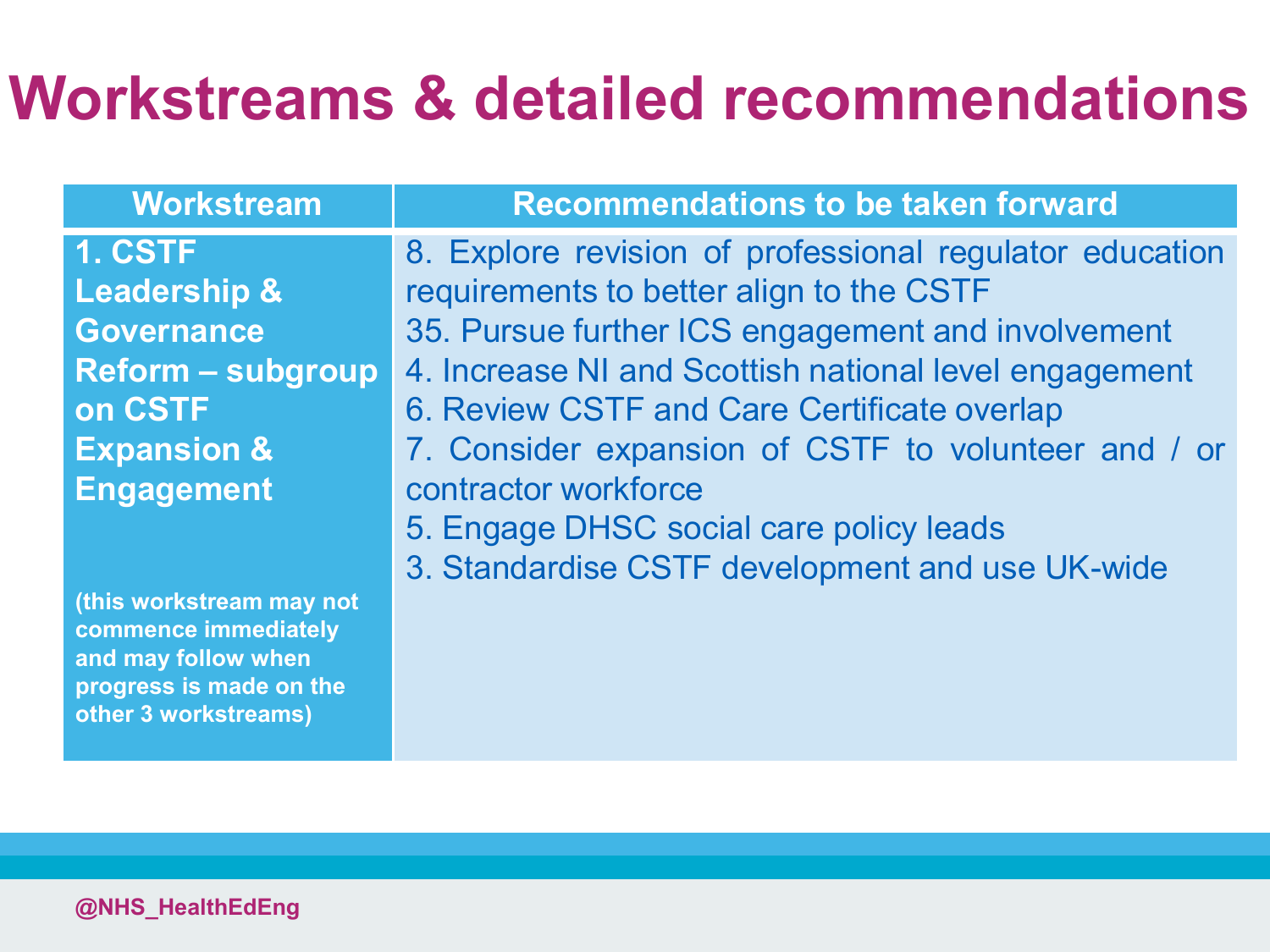# Workstreams & detailed recommendations

| Workstream | Recommendations to be taken forward |
| --- | --- |
| **1. CSTF Leadership & Governance Reform – subgroup on CSTF Expansion & Engagement**<br><br>**(this workstream may not commence immediately and may follow when progress is made on the other 3 workstreams)** | 8. Explore revision of professional regulator education requirements to better align to the CSTF<br>35. Pursue further ICS engagement and involvement<br>4. Increase NI and Scottish national level engagement<br>6. Review CSTF and Care Certificate overlap<br>7. Consider expansion of CSTF to volunteer and / or contractor workforce<br>5. Engage DHSC social care policy leads<br>3. Standardise CSTF development and use UK-wide |

@NHS_HealthEdEng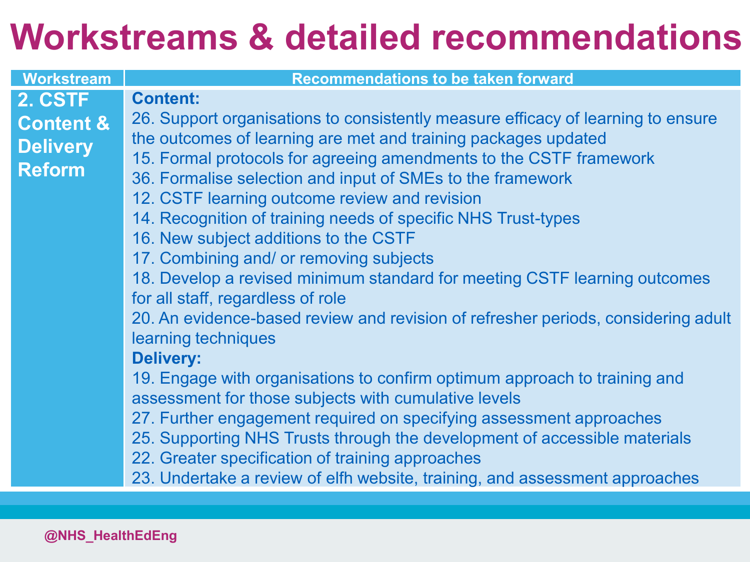# Workstreams & detailed recommendations

| Workstream | Recommendations to be taken forward |
| --- | --- |
| 2. CSTF Content & Delivery Reform | **Content:**<br>26. Support organisations to consistently measure efficacy of learning to ensure the outcomes of learning are met and training packages updated<br>15. Formal protocols for agreeing amendments to the CSTF framework<br>36. Formalise selection and input of SMEs to the framework<br>12. CSTF learning outcome review and revision<br>14. Recognition of training needs of specific NHS Trust-types<br>16. New subject additions to the CSTF<br>17. Combining and/ or removing subjects<br>18. Develop a revised minimum standard for meeting CSTF learning outcomes for all staff, regardless of role<br>20. An evidence-based review and revision of refresher periods, considering adult learning techniques<br>**Delivery:**<br>19. Engage with organisations to confirm optimum approach to training and assessment for those subjects with cumulative levels<br>27. Further engagement required on specifying assessment approaches<br>25. Supporting NHS Trusts through the development of accessible materials<br>22. Greater specification of training approaches<br>23. Undertake a review of elfh website, training, and assessment approaches |

@NHS_HealthEdEng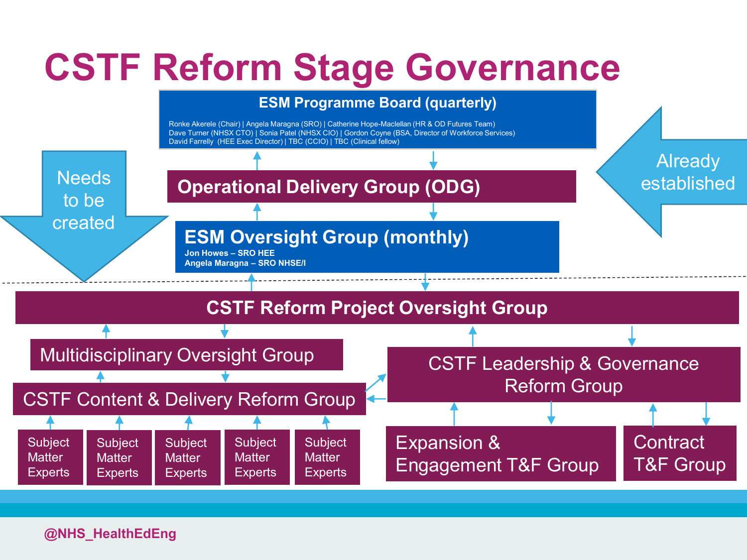# CSTF Reform Stage Governance

**ESM Programme Board (quarterly)**

Ronke Akerele (Chair) | Angela Maragna (SRO) | Catherine Hope-Maclellan (HR & OD Futures Team)
Dave Turner (NHSX CTO) | Sonia Patel (NHSX CIO) | Gordon Coyne (BSA, Director of Workforce Services)
David Farrelly (HEE Exec Director) | TBC (CCIO) | TBC (Clinical fellow)

**Operational Delivery Group (ODG)**

**ESM Oversight Group (monthly)**

**Jon Howes – SRO HEE**
**Angela Maragna – SRO NHSE/I**

Already established

Needs to be created

**CSTF Reform Project Oversight Group**

Multidisciplinary Oversight Group

CSTF Content & Delivery Reform Group

- Subject Matter Experts
- Subject Matter Experts
- Subject Matter Experts
- Subject Matter Experts
- Subject Matter Experts

CSTF Leadership & Governance Reform Group

- Expansion & Engagement T&F Group
- Contract T&F Group

@NHS_HealthEdEng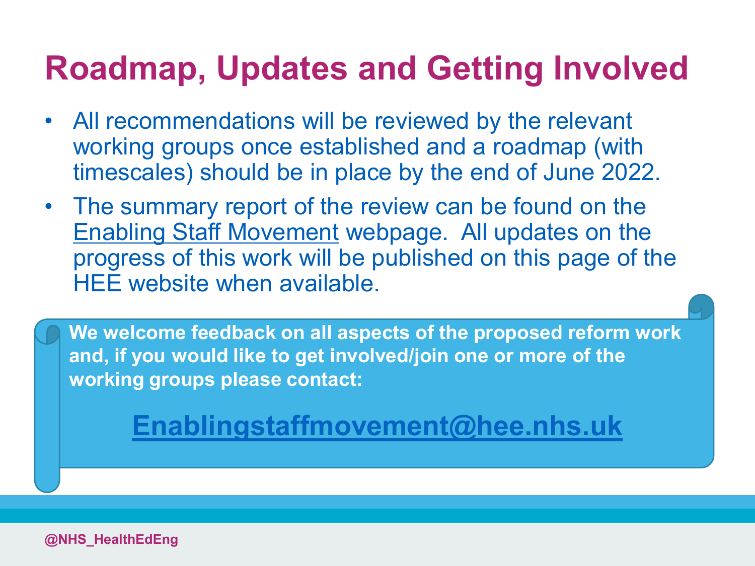# Roadmap, Updates and Getting Involved

- All recommendations will be reviewed by the relevant working groups once established and a roadmap (with timescales) should be in place by the end of June 2022.
- The summary report of the review can be found on the Enabling Staff Movement webpage. All updates on the progress of this work will be published on this page of the HEE website when available.

**We welcome feedback on all aspects of the proposed reform work and, if you would like to get involved/join one or more of the working groups please contact:**

**Enablingstaffmovement@hee.nhs.uk**

@NHS_HealthEdEng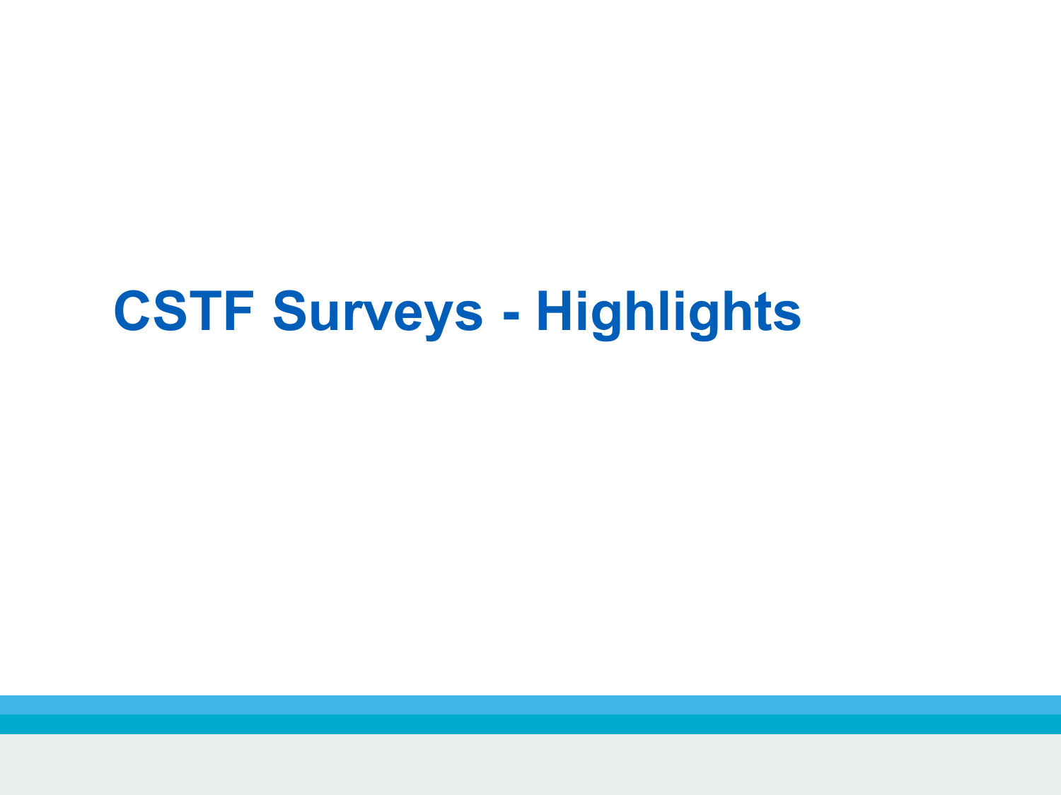# CSTF Surveys - Highlights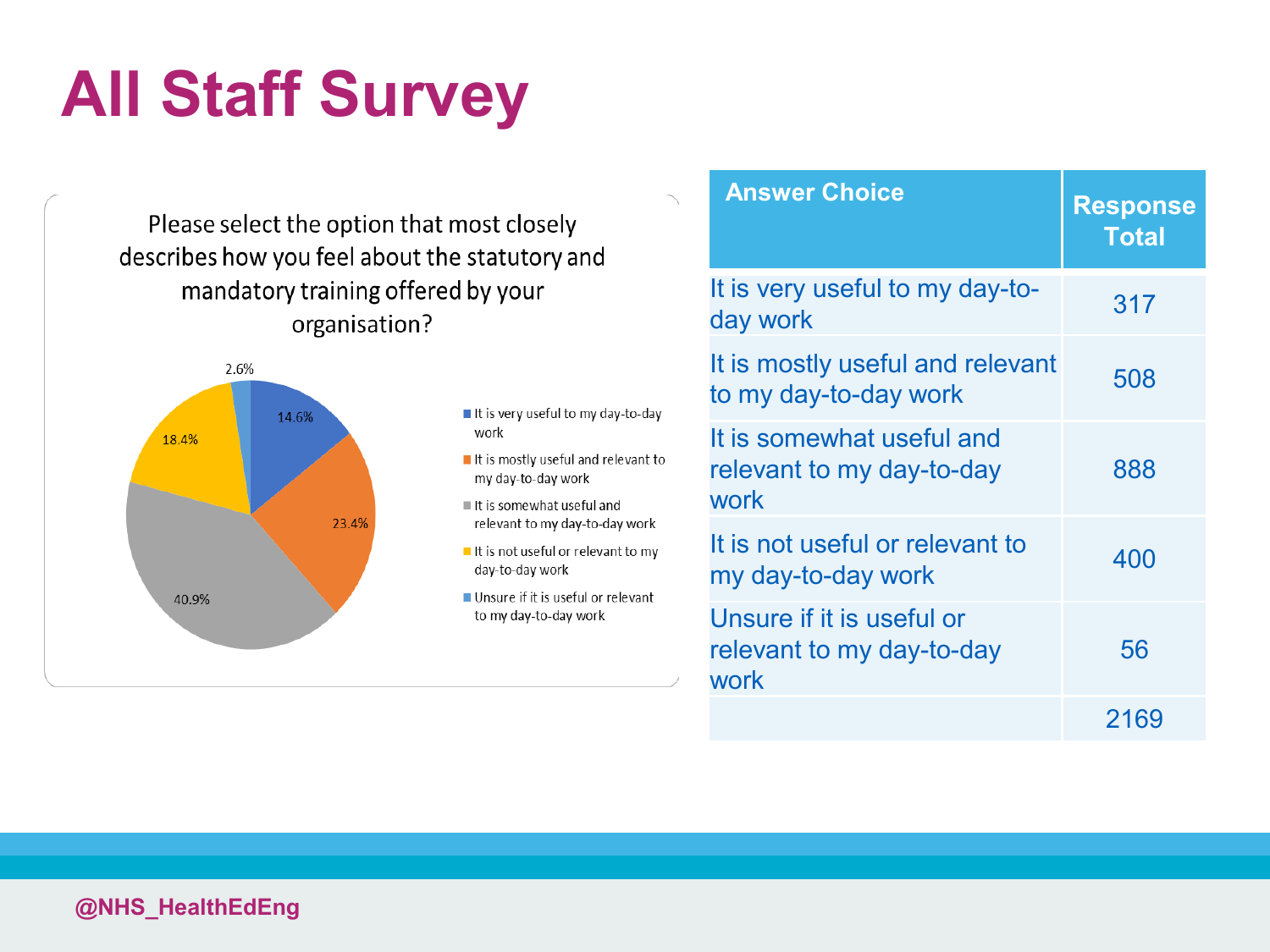# All Staff Survey

Please select the option that most closely describes how you feel about the statutory and mandatory training offered by your organisation?

- It is very useful to my day-to-day work: 14.6%
- It is mostly useful and relevant to my day-to-day work: 23.4%
- It is somewhat useful and relevant to my day-to-day work: 40.9%
- It is not useful or relevant to my day-to-day work: 18.4%
- Unsure if it is useful or relevant to my day-to-day work: 2.6%

| Answer Choice | Response Total |
|---|---|
| It is very useful to my day-to-day work | 317 |
| It is mostly useful and relevant to my day-to-day work | 508 |
| It is somewhat useful and relevant to my day-to-day work | 888 |
| It is not useful or relevant to my day-to-day work | 400 |
| Unsure if it is useful or relevant to my day-to-day work | 56 |
| | 2169 |

@NHS_HealthEdEng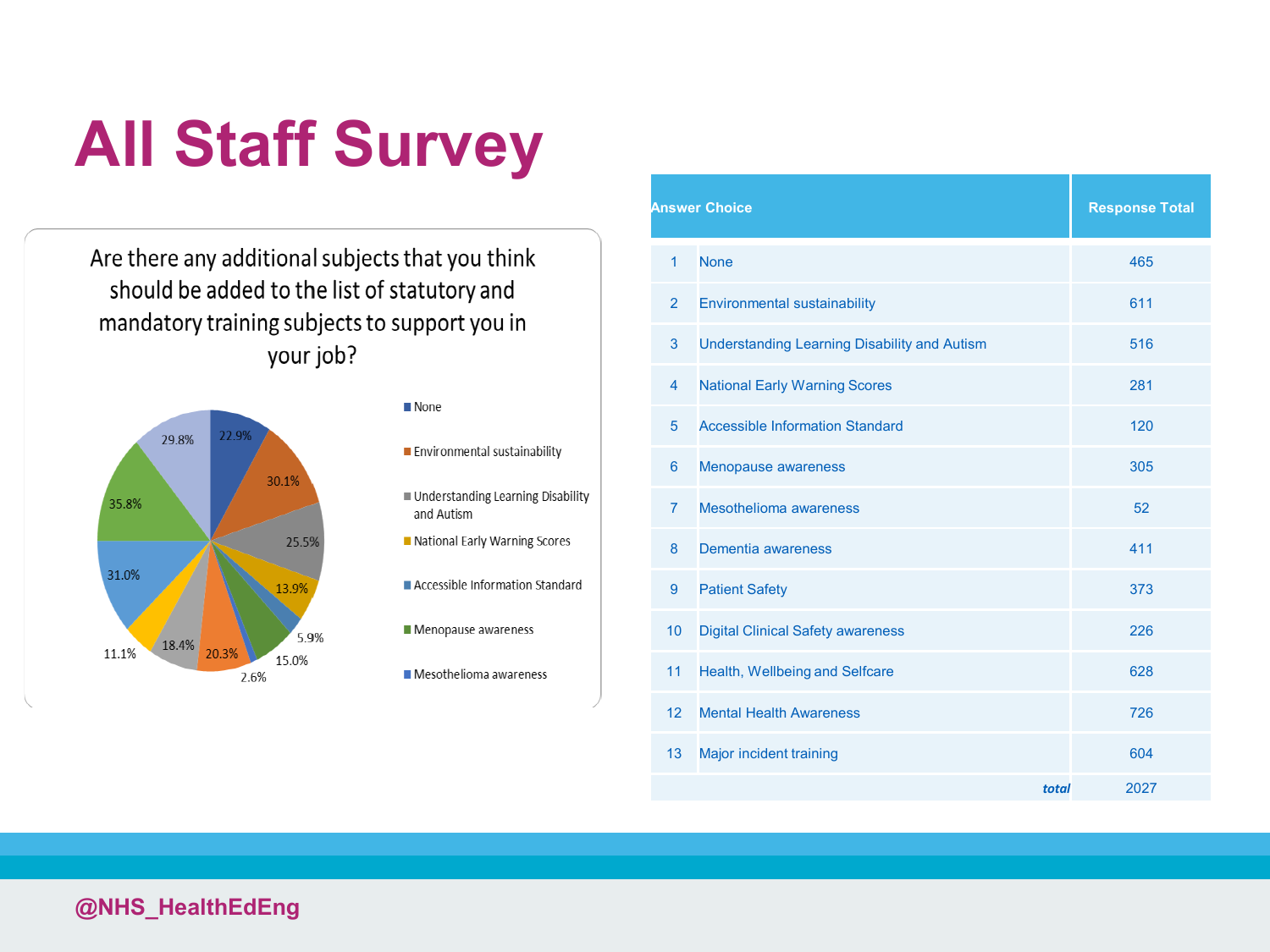# All Staff Survey

Are there any additional subjects that you think should be added to the list of statutory and mandatory training subjects to support you in your job?

- None: 22.9%
- Environmental sustainability: 30.1%
- Understanding Learning Disability and Autism: 25.5%
- National Early Warning Scores: 13.9%
- Accessible Information Standard: 5.9%
- Menopause awareness: 15.0%
- Mesothelioma awareness: 2.6%
- 20.3%
- 18.4%
- 11.1%
- 31.0%
- 35.8%
- 29.8%

| | Answer Choice | Response Total |
|---|---|---|
| 1 | None | 465 |
| 2 | Environmental sustainability | 611 |
| 3 | Understanding Learning Disability and Autism | 516 |
| 4 | National Early Warning Scores | 281 |
| 5 | Accessible Information Standard | 120 |
| 6 | Menopause awareness | 305 |
| 7 | Mesothelioma awareness | 52 |
| 8 | Dementia awareness | 411 |
| 9 | Patient Safety | 373 |
| 10 | Digital Clinical Safety awareness | 226 |
| 11 | Health, Wellbeing and Selfcare | 628 |
| 12 | Mental Health Awareness | 726 |
| 13 | Major incident training | 604 |
| | *total* | 2027 |

@NHS_HealthEdEng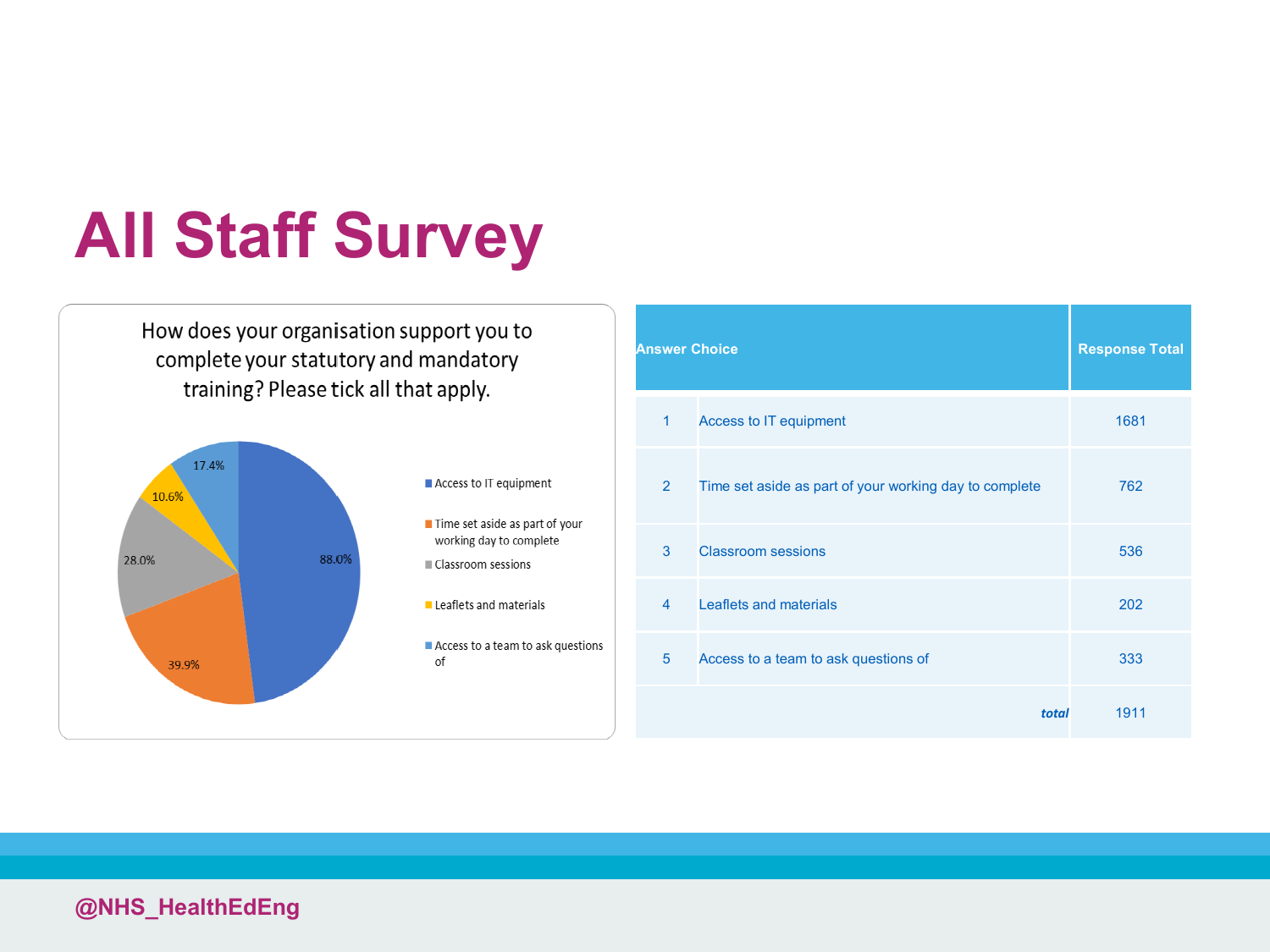# All Staff Survey

How does your organisation support you to complete your statutory and mandatory training? Please tick all that apply.

- Access to IT equipment: 88.0%
- Time set aside as part of your working day to complete: 39.9%
- Classroom sessions: 28.0%
- Leaflets and materials: 10.6%
- Access to a team to ask questions of: 17.4%

| | Answer Choice | Response Total |
|---|---|---|
| 1 | Access to IT equipment | 1681 |
| 2 | Time set aside as part of your working day to complete | 762 |
| 3 | Classroom sessions | 536 |
| 4 | Leaflets and materials | 202 |
| 5 | Access to a team to ask questions of | 333 |
| | ***total*** | 1911 |

@NHS_HealthEdEng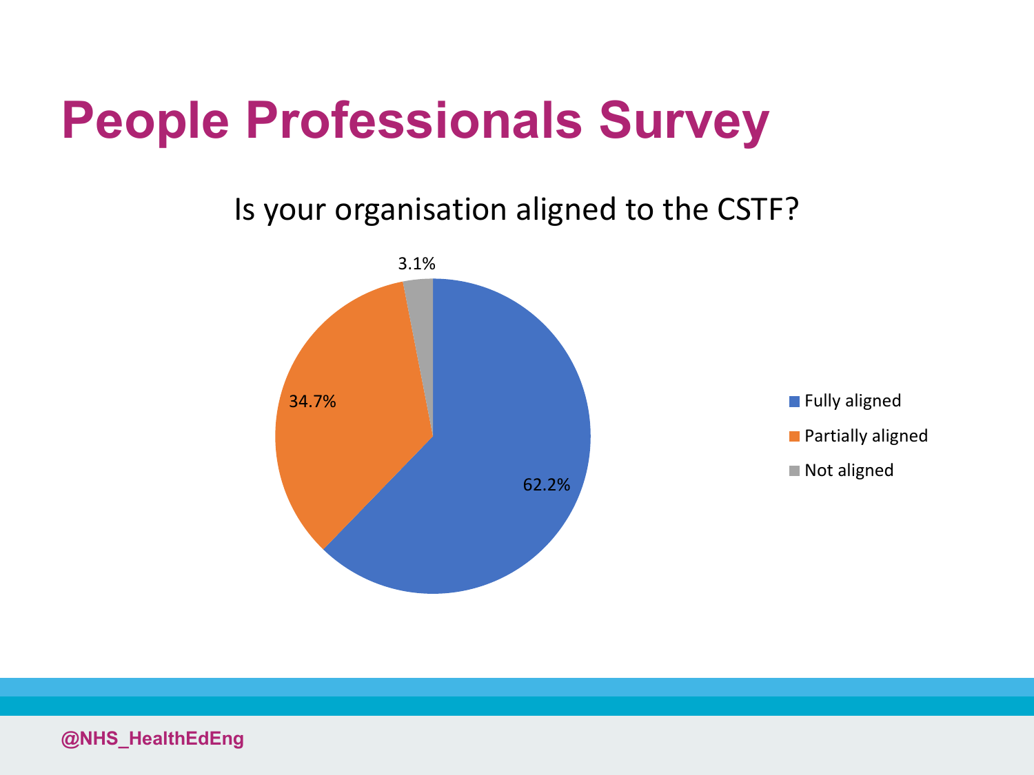# People Professionals Survey

Is your organisation aligned to the CSTF?

| Response | Percentage |
| --- | --- |
| Fully aligned | 62.2% |
| Partially aligned | 34.7% |
| Not aligned | 3.1% |

@NHS_HealthEdEng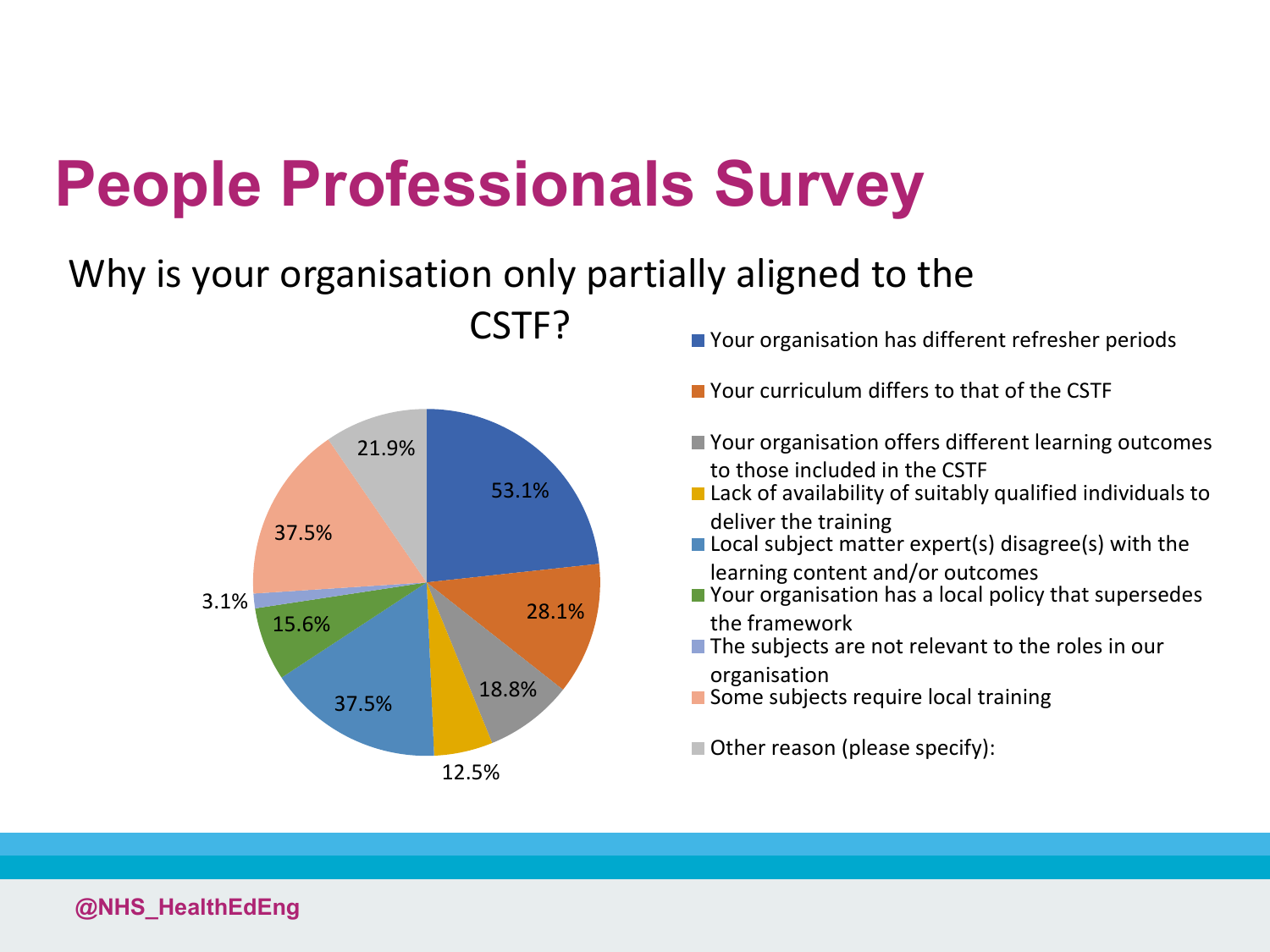# People Professionals Survey

Why is your organisation only partially aligned to the CSTF?

| Reason | % |
|---|---|
| Your organisation has different refresher periods | 53.1% |
| Your curriculum differs to that of the CSTF | 28.1% |
| Your organisation offers different learning outcomes to those included in the CSTF | 18.8% |
| Lack of availability of suitably qualified individuals to deliver the training | 12.5% |
| Local subject matter expert(s) disagree(s) with the learning content and/or outcomes | 37.5% |
| Your organisation has a local policy that supersedes the framework | 15.6% |
| The subjects are not relevant to the roles in our organisation | 3.1% |
| Some subjects require local training | 37.5% |
| Other reason (please specify): | 21.9% |

@NHS_HealthEdEng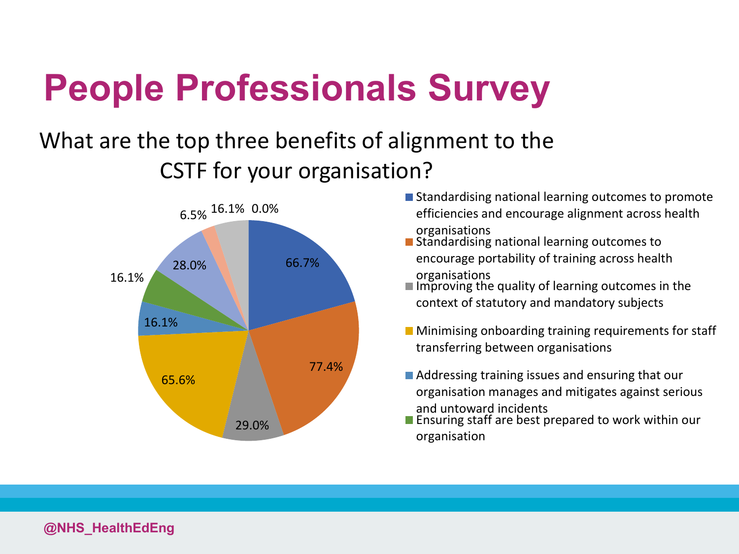# People Professionals Survey

What are the top three benefits of alignment to the CSTF for your organisation?

| Benefit | Percentage |
| --- | --- |
| Standardising national learning outcomes to promote efficiencies and encourage alignment across health organisations | 66.7% |
| Standardising national learning outcomes to encourage portability of training across health organisations | 77.4% |
| Improving the quality of learning outcomes in the context of statutory and mandatory subjects | 29.0% |
| Minimising onboarding training requirements for staff transferring between organisations | 65.6% |
| Addressing training issues and ensuring that our organisation manages and mitigates against serious and untoward incidents | 16.1% |
| Ensuring staff are best prepared to work within our organisation | 16.1% |
| (not labelled in legend) | 28.0% |
| (not labelled in legend) | 6.5% |
| (not labelled in legend) | 16.1% |
| (not labelled in legend) | 0.0% |

@NHS_HealthEdEng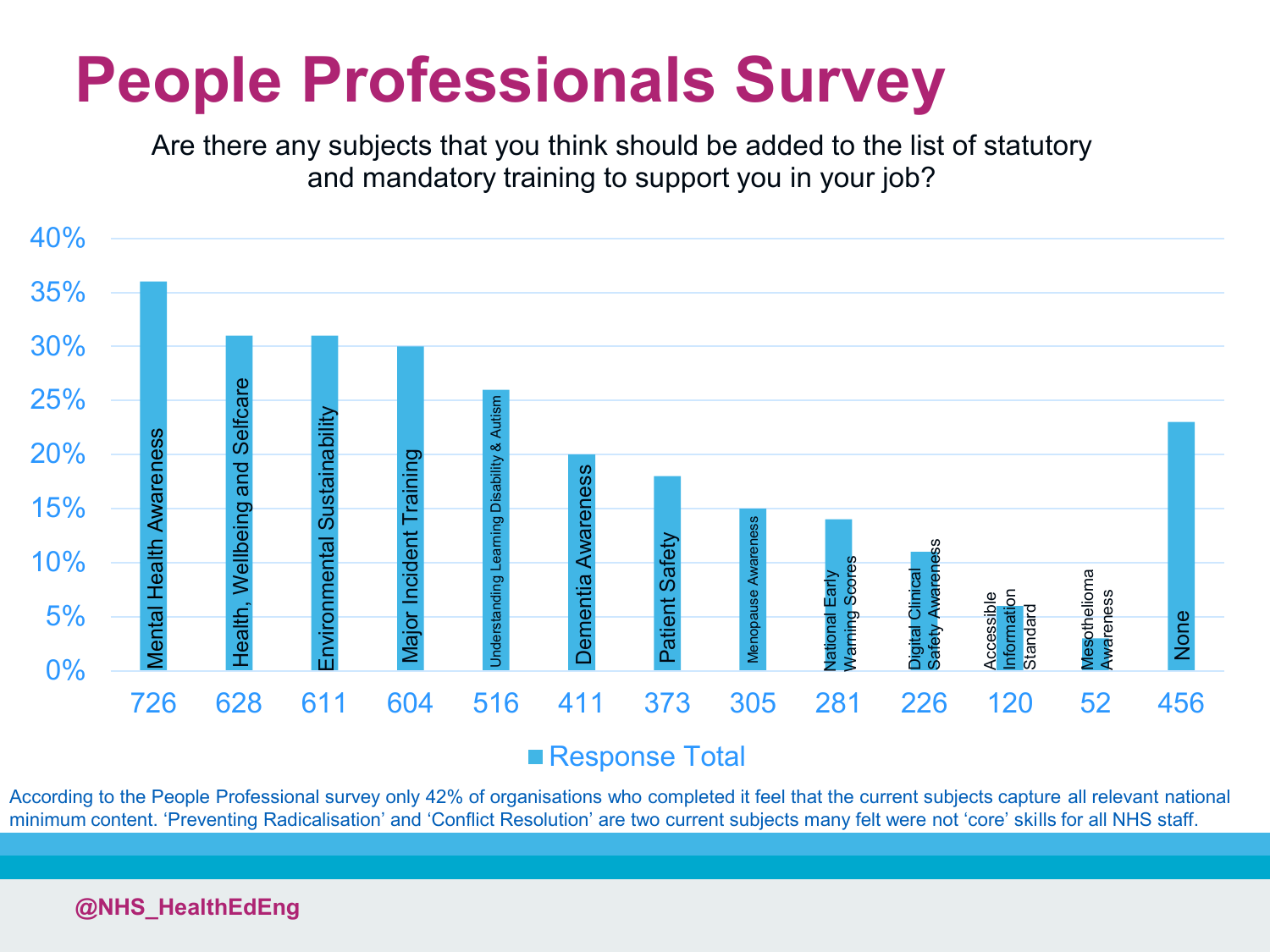# People Professionals Survey

Are there any subjects that you think should be added to the list of statutory and mandatory training to support you in your job?

| Subject | Response Total | Approx. % |
|---|---|---|
| Mental Health Awareness | 726 | 36% |
| Health, Wellbeing and Selfcare | 628 | 31% |
| Environmental Sustainability | 611 | 31% |
| Major Incident Training | 604 | 30% |
| Understanding Learning Disability & Autism | 516 | 26% |
| Dementia Awareness | 411 | 20% |
| Patient Safety | 373 | 18% |
| Menopause Awareness | 305 | 15% |
| National Early Warning Scores | 281 | 14% |
| Digital Clinical Safety Awareness | 226 | 11% |
| Accessible Information Standard | 120 | 6% |
| Mesothelioma Awareness | 52 | 3% |
| None | 456 | 23% |

According to the People Professional survey only 42% of organisations who completed it feel that the current subjects capture all relevant national minimum content. 'Preventing Radicalisation' and 'Conflict Resolution' are two current subjects many felt were not 'core' skills for all NHS staff.

@NHS_HealthEdEng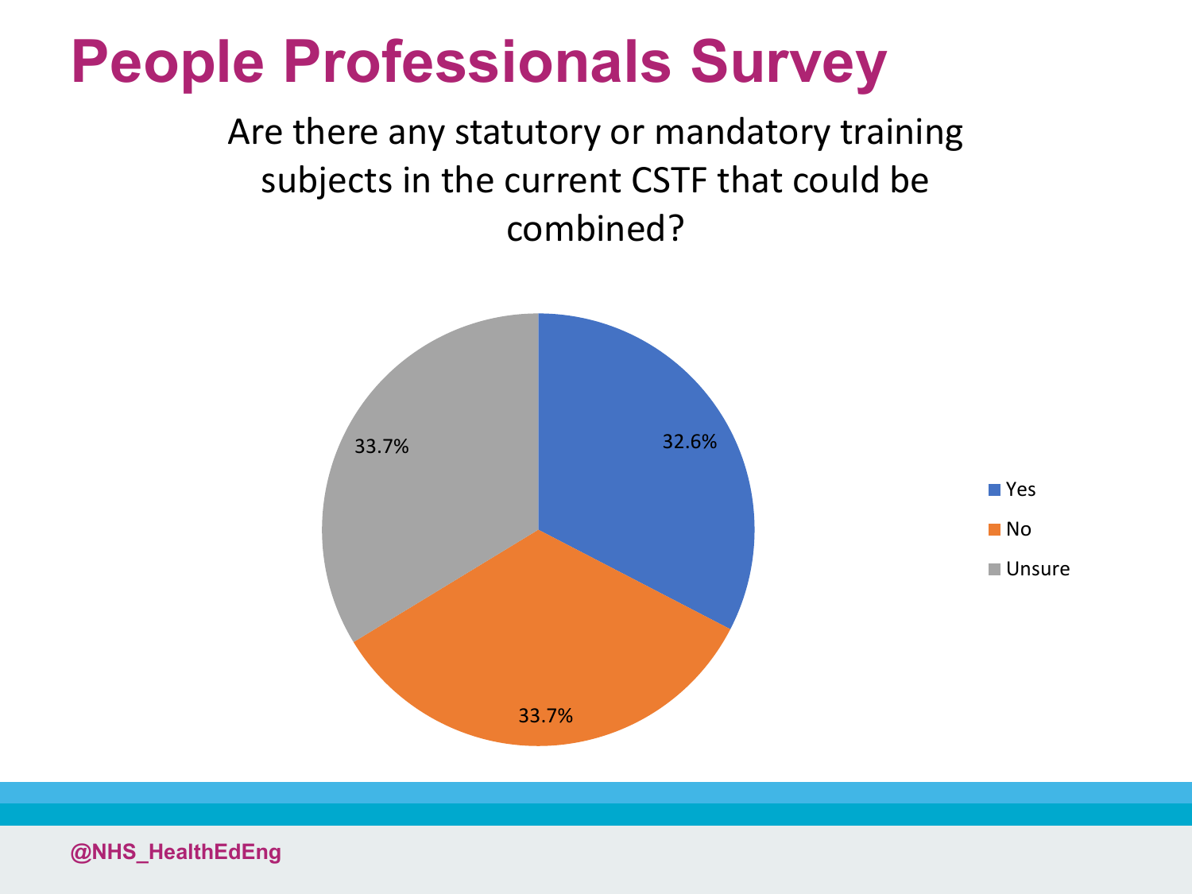# People Professionals Survey

Are there any statutory or mandatory training subjects in the current CSTF that could be combined?

| Response | Percentage |
| --- | --- |
| Yes | 32.6% |
| No | 33.7% |
| Unsure | 33.7% |

@NHS_HealthEdEng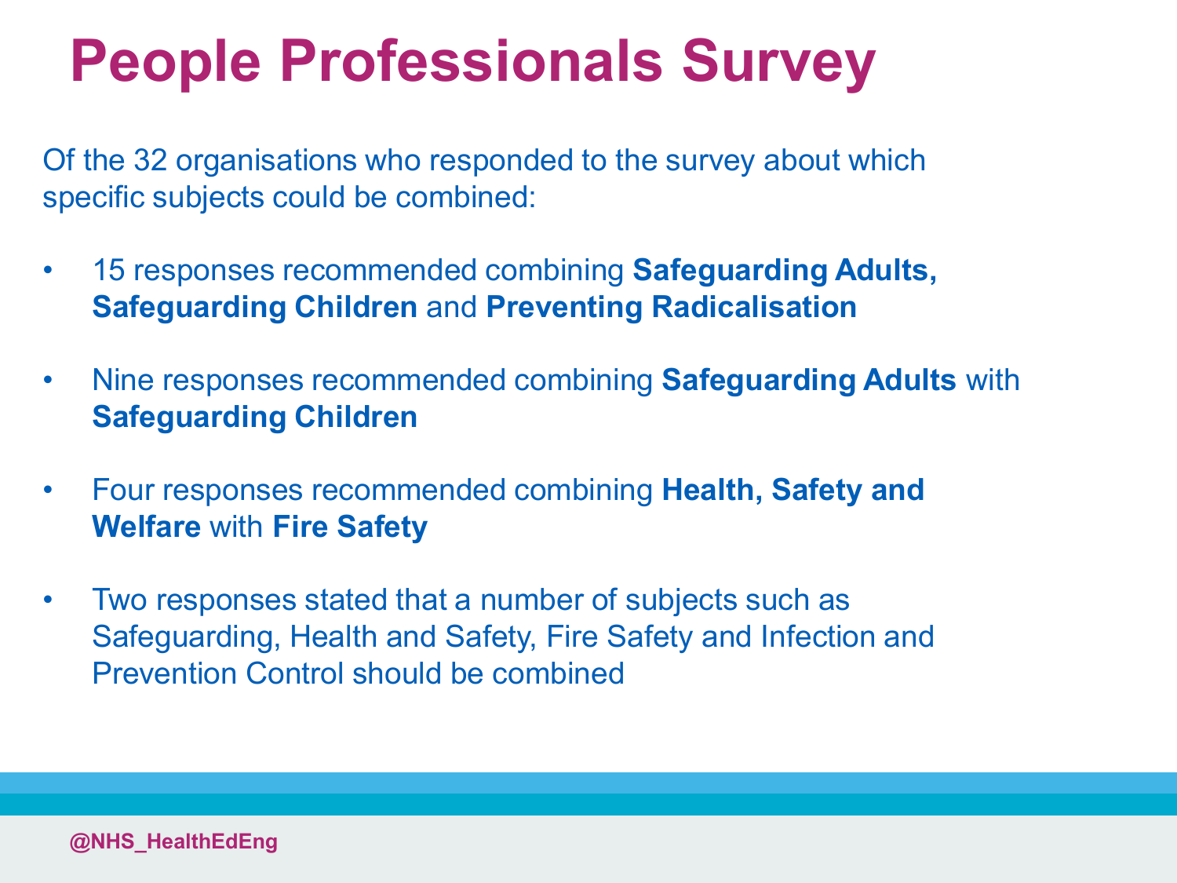# People Professionals Survey

Of the 32 organisations who responded to the survey about which specific subjects could be combined:

- 15 responses recommended combining **Safeguarding Adults, Safeguarding Children** and **Preventing Radicalisation**
- Nine responses recommended combining **Safeguarding Adults** with **Safeguarding Children**
- Four responses recommended combining **Health, Safety and Welfare** with **Fire Safety**
- Two responses stated that a number of subjects such as Safeguarding, Health and Safety, Fire Safety and Infection and Prevention Control should be combined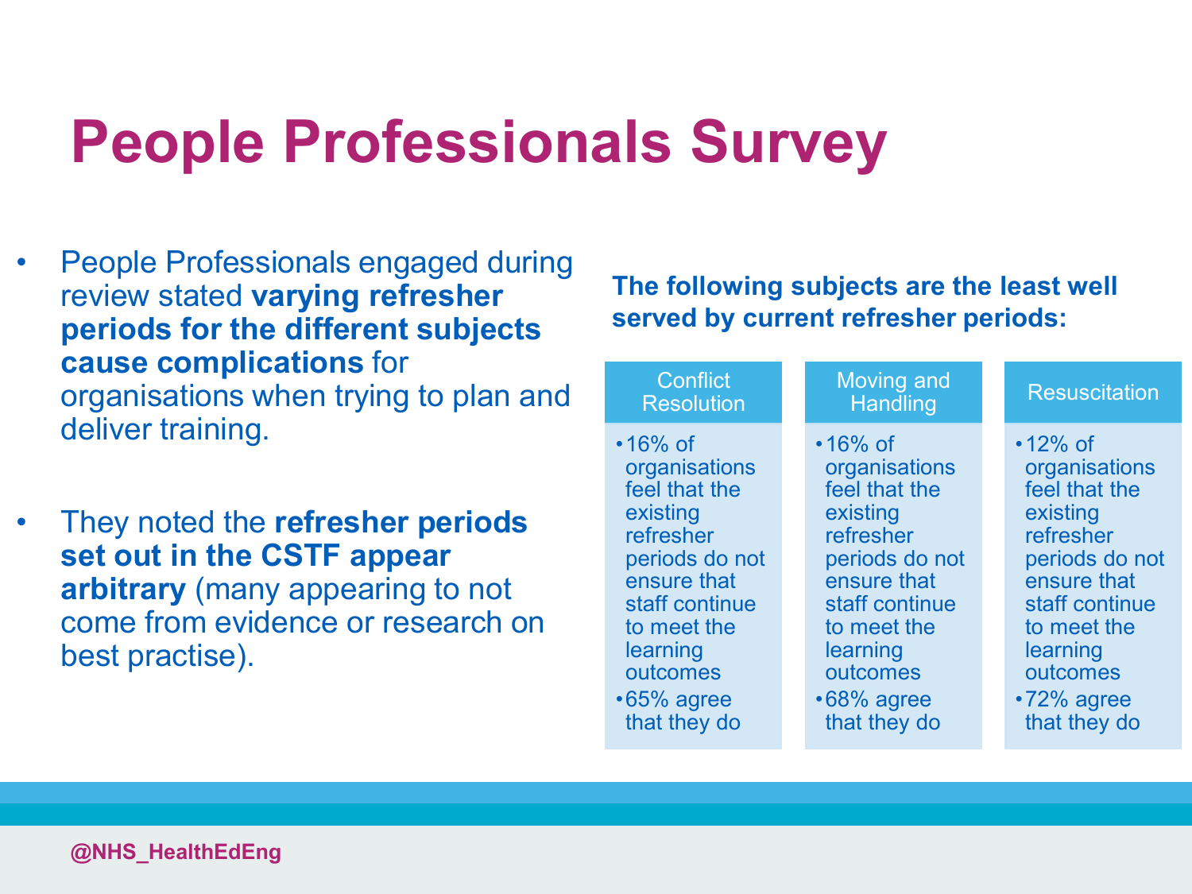# People Professionals Survey

- People Professionals engaged during review stated **varying refresher periods for the different subjects cause complications** for organisations when trying to plan and deliver training.
- They noted the **refresher periods set out in the CSTF appear arbitrary** (many appearing to not come from evidence or research on best practise).

**The following subjects are the least well served by current refresher periods:**

| Conflict Resolution | Moving and Handling | Resuscitation |
|---|---|---|
| • 16% of organisations feel that the existing refresher periods do not ensure that staff continue to meet the learning outcomes<br>• 65% agree that they do | • 16% of organisations feel that the existing refresher periods do not ensure that staff continue to meet the learning outcomes<br>• 68% agree that they do | • 12% of organisations feel that the existing refresher periods do not ensure that staff continue to meet the learning outcomes<br>• 72% agree that they do |

@NHS_HealthEdEng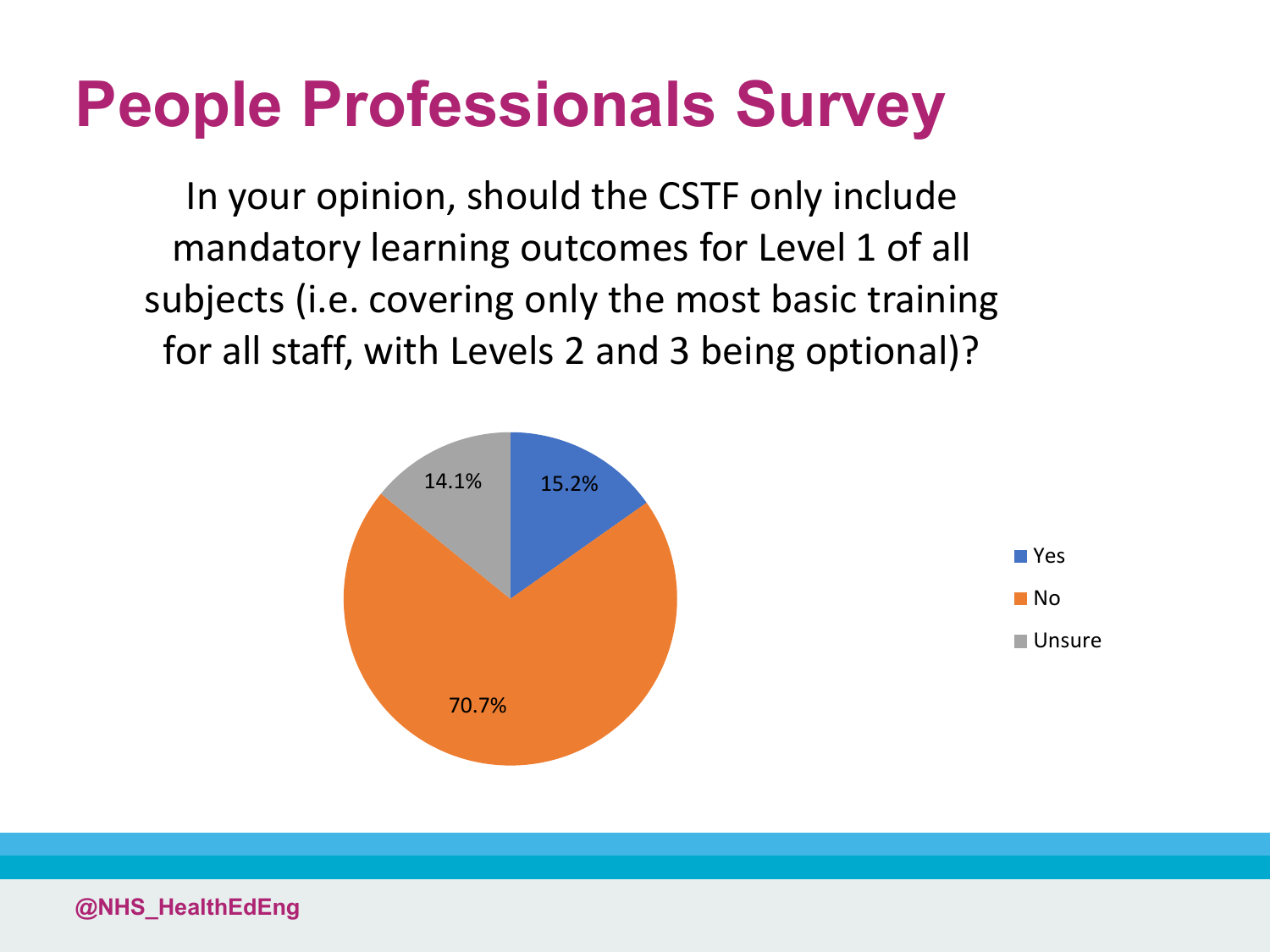# People Professionals Survey

In your opinion, should the CSTF only include mandatory learning outcomes for Level 1 of all subjects (i.e. covering only the most basic training for all staff, with Levels 2 and 3 being optional)?

| Response | Percentage |
|---|---|
| Yes | 15.2% |
| No | 70.7% |
| Unsure | 14.1% |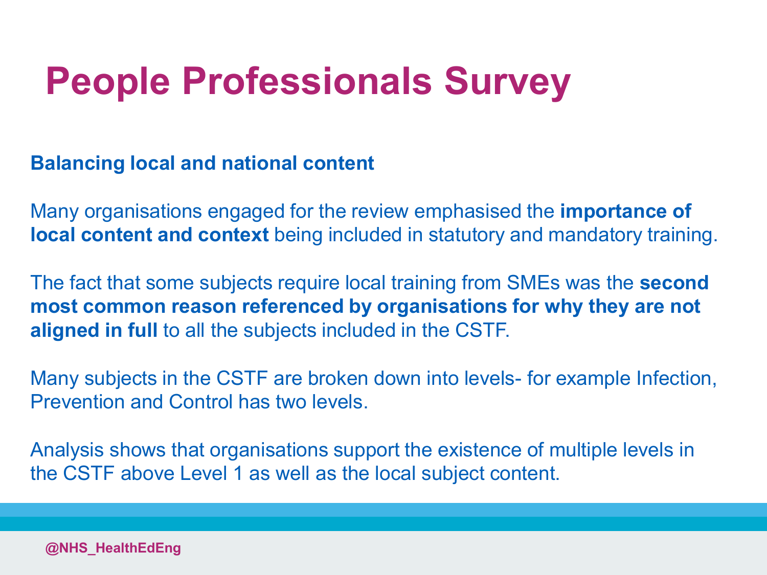# People Professionals Survey

**Balancing local and national content**

Many organisations engaged for the review emphasised the **importance of local content and context** being included in statutory and mandatory training.

The fact that some subjects require local training from SMEs was the **second most common reason referenced by organisations for why they are not aligned in full** to all the subjects included in the CSTF.

Many subjects in the CSTF are broken down into levels- for example Infection, Prevention and Control has two levels.

Analysis shows that organisations support the existence of multiple levels in the CSTF above Level 1 as well as the local subject content.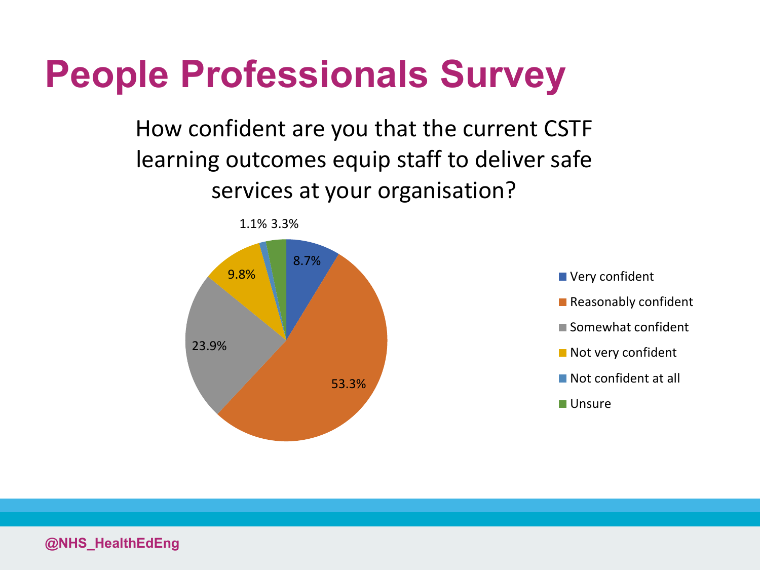# People Professionals Survey

How confident are you that the current CSTF learning outcomes equip staff to deliver safe services at your organisation?

| Response | Percentage |
|---|---|
| Very confident | 8.7% |
| Reasonably confident | 53.3% |
| Somewhat confident | 23.9% |
| Not very confident | 9.8% |
| Not confident at all | 1.1% |
| Unsure | 3.3% |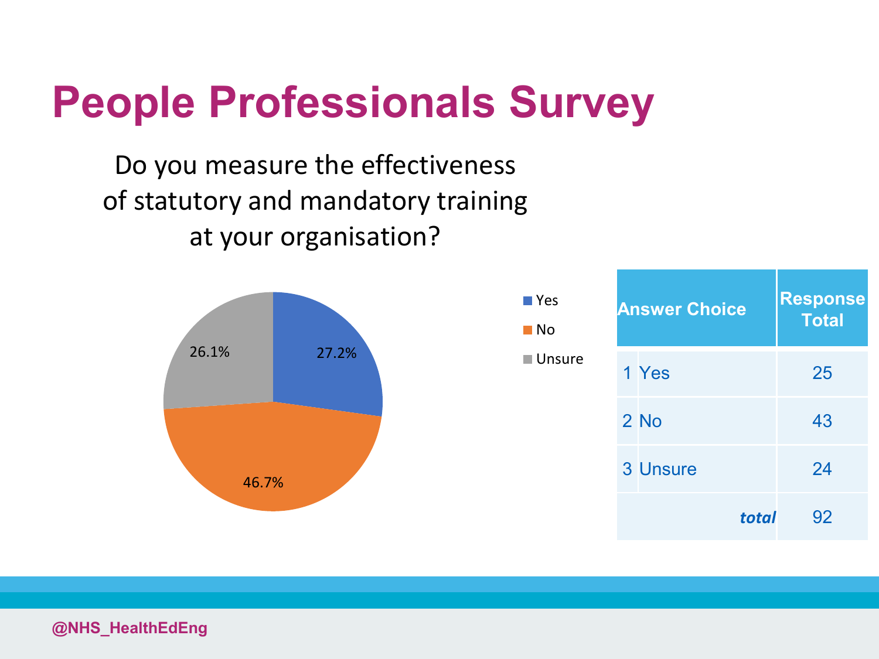# People Professionals Survey

Do you measure the effectiveness of statutory and mandatory training at your organisation?

27.2%
46.7%
26.1%

Yes
No
Unsure

| Answer Choice | | Response Total |
|---|---|---|
| 1 | Yes | 25 |
| 2 | No | 43 |
| 3 | Unsure | 24 |
| | ***total*** | 92 |

@NHS_HealthEdEng